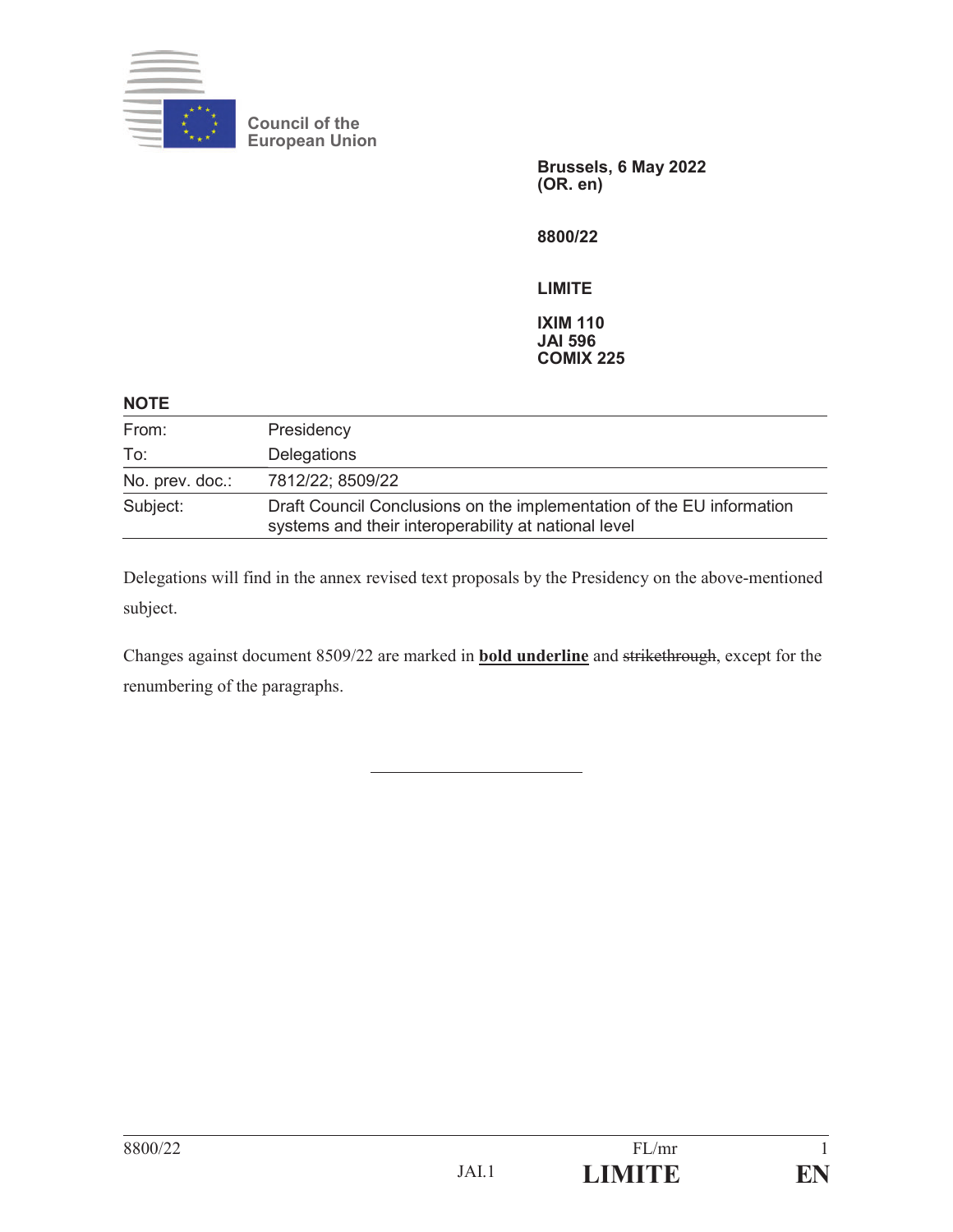Council of the European Union

Brussels, 6 May 2022
(OR. en)

8800/22

LIMITE

IXIM 110
JAI 596
COMIX 225

**NOTE**

| | |
|---|---|
| From: | Presidency |
| To: | Delegations |
| No. prev. doc.: | 7812/22; 8509/22 |
| Subject: | Draft Council Conclusions on the implementation of the EU information systems and their interoperability at national level |

Delegations will find in the annex revised text proposals by the Presidency on the above-mentioned subject.

Changes against document 8509/22 are marked in **bold underline** and ~~strikethrough~~, except for the renumbering of the paragraphs.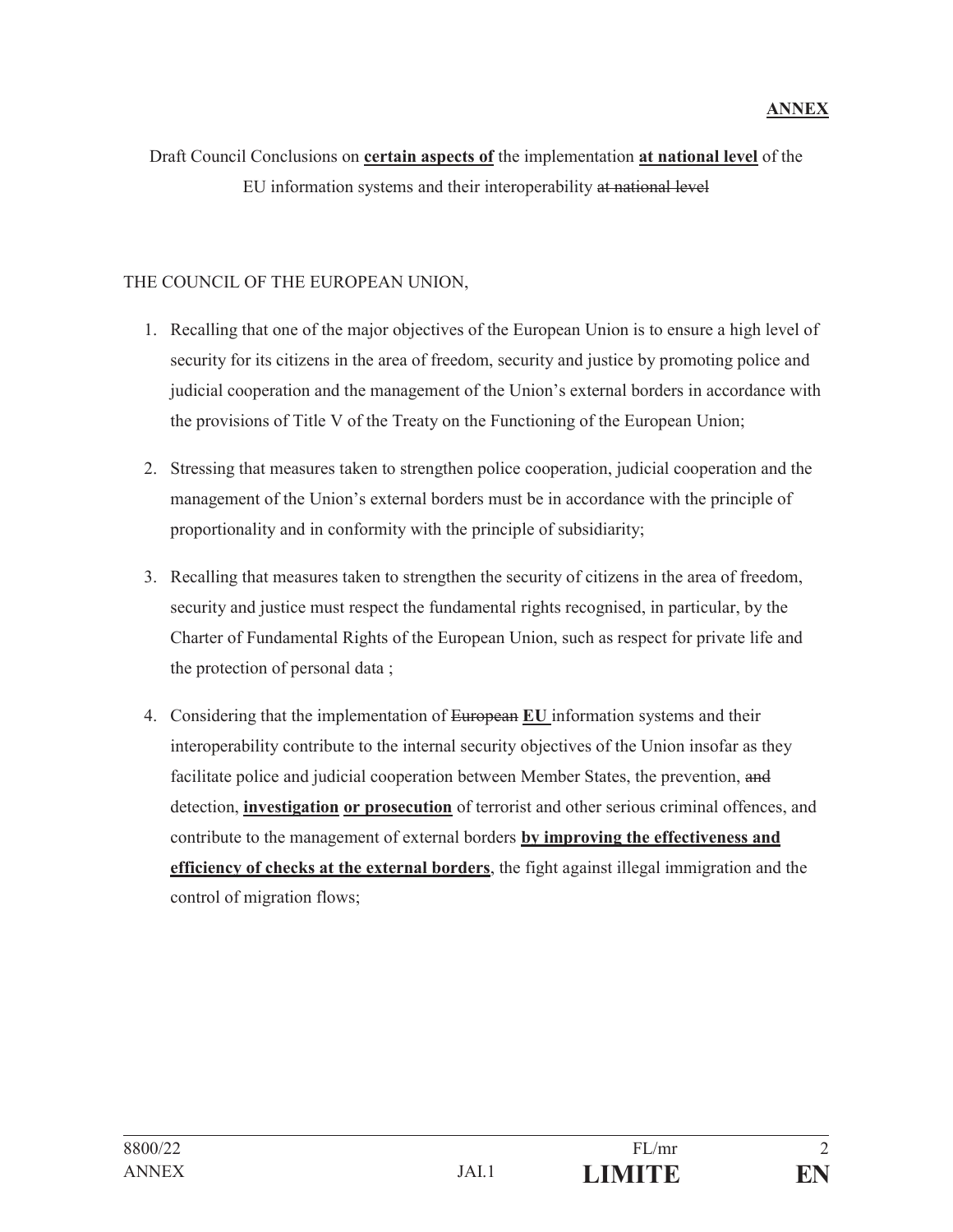**ANNEX**

Draft Council Conclusions on **certain aspects of** the implementation **at national level** of the EU information systems and their interoperability ~~at national level~~

THE COUNCIL OF THE EUROPEAN UNION,

1. Recalling that one of the major objectives of the European Union is to ensure a high level of security for its citizens in the area of freedom, security and justice by promoting police and judicial cooperation and the management of the Union's external borders in accordance with the provisions of Title V of the Treaty on the Functioning of the European Union;

2. Stressing that measures taken to strengthen police cooperation, judicial cooperation and the management of the Union's external borders must be in accordance with the principle of proportionality and in conformity with the principle of subsidiarity;

3. Recalling that measures taken to strengthen the security of citizens in the area of freedom, security and justice must respect the fundamental rights recognised, in particular, by the Charter of Fundamental Rights of the European Union, such as respect for private life and the protection of personal data ;

4. Considering that the implementation of ~~European~~ **EU** information systems and their interoperability contribute to the internal security objectives of the Union insofar as they facilitate police and judicial cooperation between Member States, the prevention, ~~and~~ detection, **investigation or prosecution** of terrorist and other serious criminal offences, and contribute to the management of external borders **by improving the effectiveness and efficiency of checks at the external borders**, the fight against illegal immigration and the control of migration flows;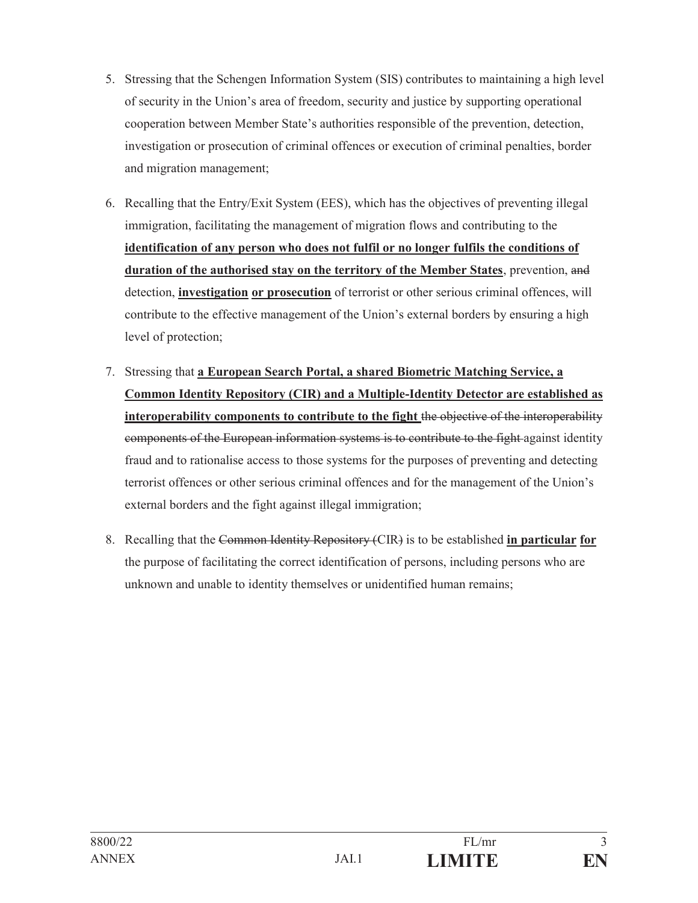5. Stressing that the Schengen Information System (SIS) contributes to maintaining a high level of security in the Union's area of freedom, security and justice by supporting operational cooperation between Member State's authorities responsible of the prevention, detection, investigation or prosecution of criminal offences or execution of criminal penalties, border and migration management;

6. Recalling that the Entry/Exit System (EES), which has the objectives of preventing illegal immigration, facilitating the management of migration flows and contributing to the **<u>identification of any person who does not fulfil or no longer fulfils the conditions of duration of the authorised stay on the territory of the Member States</u>**, prevention, ~~and~~ detection, **<u>investigation</u>** **<u>or prosecution</u>** of terrorist or other serious criminal offences, will contribute to the effective management of the Union's external borders by ensuring a high level of protection;

7. Stressing that **<u>a European Search Portal, a shared Biometric Matching Service, a Common Identity Repository (CIR) and a Multiple-Identity Detector are established as interoperability components to contribute to the fight</u>** ~~the objective of the interoperability components of the European information systems is to contribute to the fight~~ against identity fraud and to rationalise access to those systems for the purposes of preventing and detecting terrorist offences or other serious criminal offences and for the management of the Union's external borders and the fight against illegal immigration;

8. Recalling that the ~~Common Identity Repository (~~CIR~~)~~ is to be established **<u>in particular</u>** **<u>for</u>** the purpose of facilitating the correct identification of persons, including persons who are unknown and unable to identity themselves or unidentified human remains;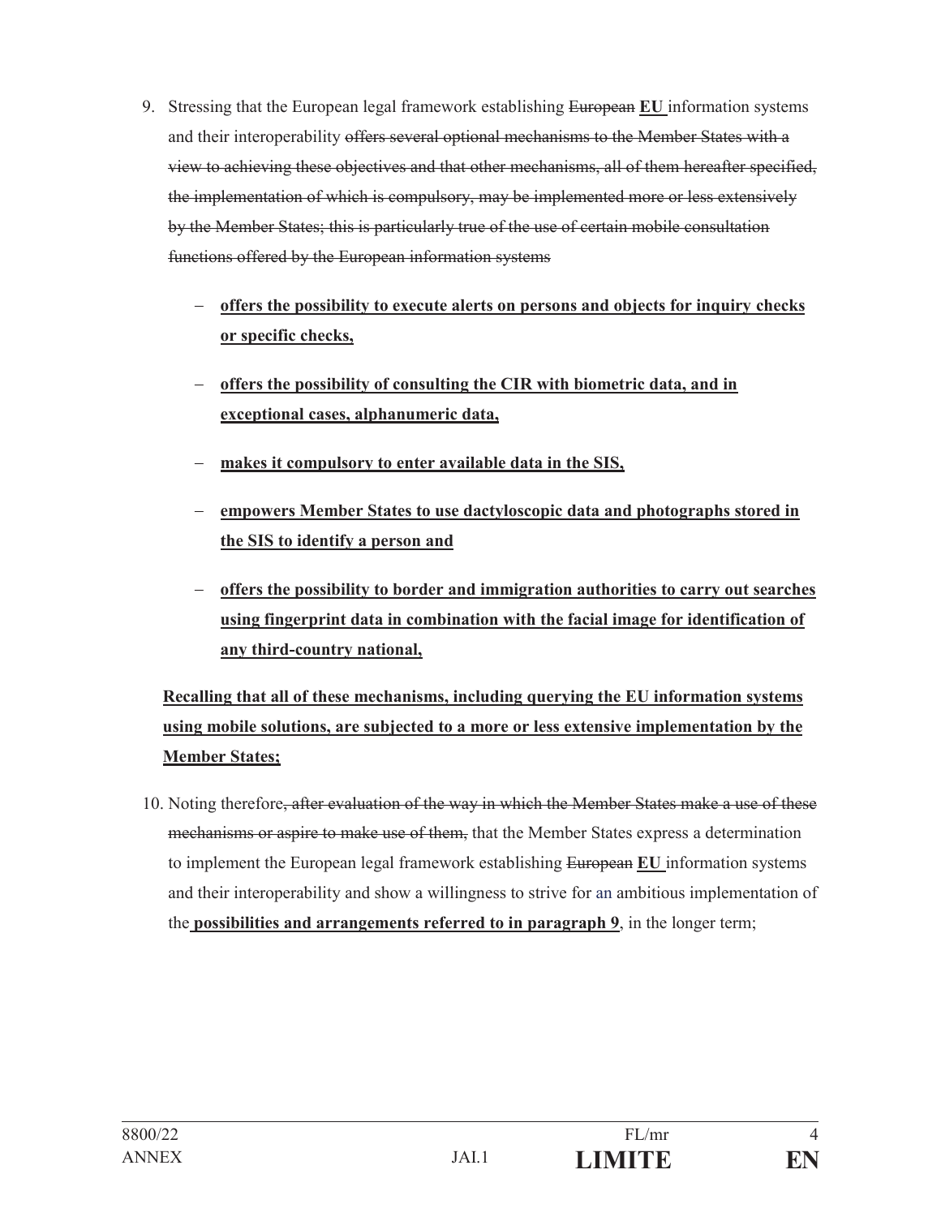9. Stressing that the European legal framework establishing ~~European~~ **EU** information systems and their interoperability ~~offers several optional mechanisms to the Member States with a view to achieving these objectives and that other mechanisms, all of them hereafter specified, the implementation of which is compulsory, may be implemented more or less extensively by the Member States; this is particularly true of the use of certain mobile consultation functions offered by the European information systems~~

   - **offers the possibility to execute alerts on persons and objects for inquiry checks or specific checks,**
   - **offers the possibility of consulting the CIR with biometric data, and in exceptional cases, alphanumeric data,**
   - **makes it compulsory to enter available data in the SIS,**
   - **empowers Member States to use dactyloscopic data and photographs stored in the SIS to identify a person and**
   - **offers the possibility to border and immigration authorities to carry out searches using fingerprint data in combination with the facial image for identification of any third-country national,**

   **Recalling that all of these mechanisms, including querying the EU information systems using mobile solutions, are subjected to a more or less extensive implementation by the Member States;**

10. Noting therefore~~, after evaluation of the way in which the Member States make a use of these mechanisms or aspire to make use of them,~~ that the Member States express a determination to implement the European legal framework establishing ~~European~~ **EU** information systems and their interoperability and show a willingness to strive for an ambitious implementation of the **possibilities and arrangements referred to in paragraph 9**, in the longer term;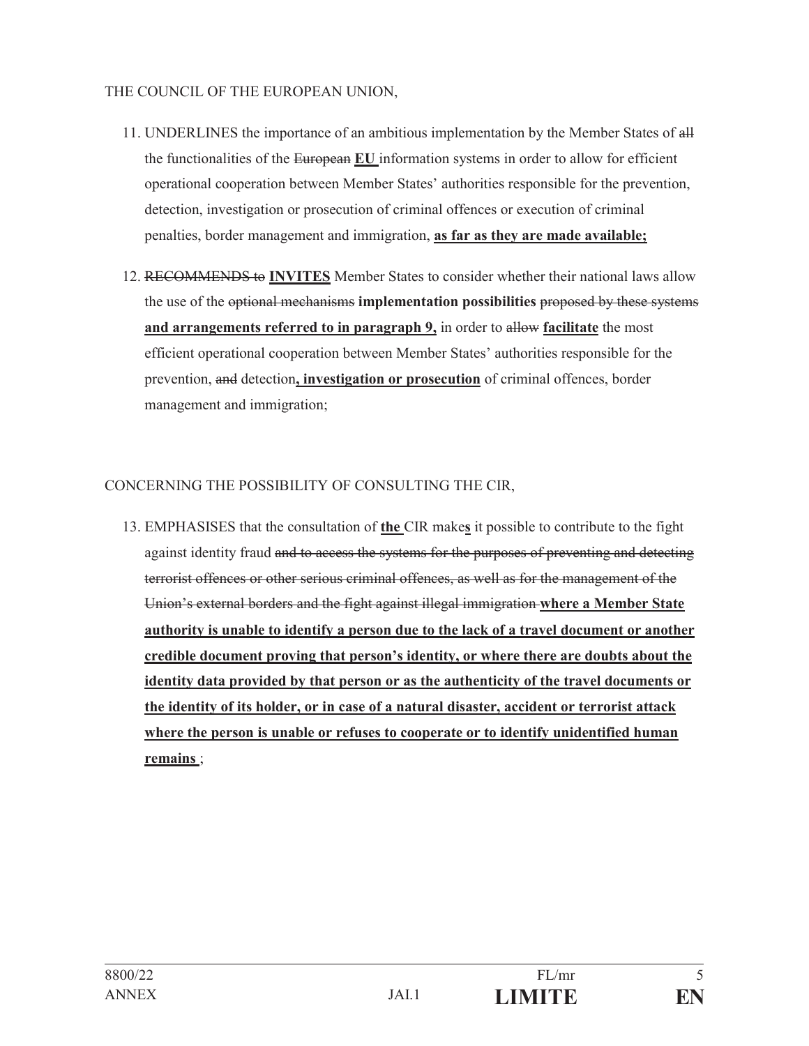THE COUNCIL OF THE EUROPEAN UNION,

11. UNDERLINES the importance of an ambitious implementation by the Member States of ~~all~~ the functionalities of the ~~European~~ **<u>EU</u>** information systems in order to allow for efficient operational cooperation between Member States' authorities responsible for the prevention, detection, investigation or prosecution of criminal offences or execution of criminal penalties, border management and immigration, **<u>as far as they are made available;</u>**

12. ~~RECOMMENDS to~~ **<u>INVITES</u>** Member States to consider whether their national laws allow the use of the ~~optional mechanisms~~ **implementation possibilities** ~~proposed by these systems~~ **<u>and arrangements referred to in paragraph 9,</u>** in order to ~~allow~~ **<u>facilitate</u>** the most efficient operational cooperation between Member States' authorities responsible for the prevention, ~~and~~ detection**<u>, investigation or prosecution</u>** of criminal offences, border management and immigration;

CONCERNING THE POSSIBILITY OF CONSULTING THE CIR,

13. EMPHASISES that the consultation of **<u>the</u>** CIR make**<u>s</u>** it possible to contribute to the fight against identity fraud ~~and to access the systems for the purposes of preventing and detecting terrorist offences or other serious criminal offences, as well as for the management of the Union's external borders and the fight against illegal immigration~~ **<u>where a Member State authority is unable to identify a person due to the lack of a travel document or another credible document proving that person's identity, or where there are doubts about the identity data provided by that person or as the authenticity of the travel documents or the identity of its holder, or in case of a natural disaster, accident or terrorist attack where the person is unable or refuses to cooperate or to identify unidentified human remains</u>** ;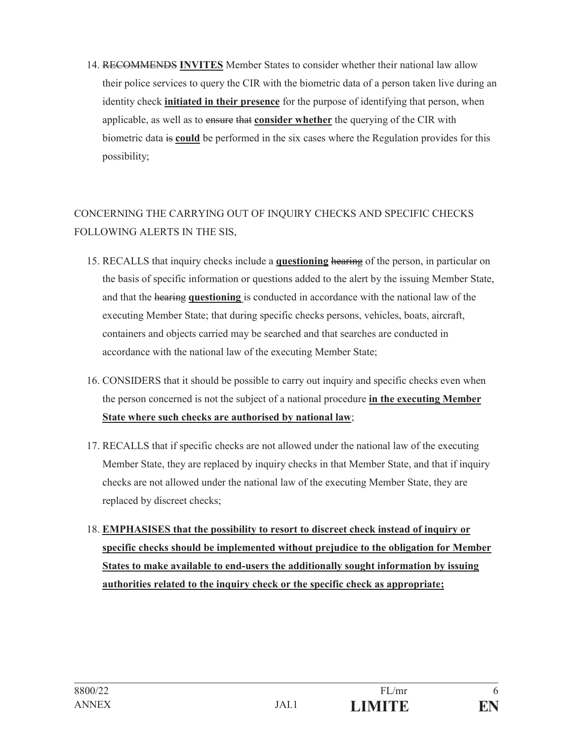14. ~~RECOMMENDS~~ **<u>INVITES</u>** Member States to consider whether their national law allow their police services to query the CIR with the biometric data of a person taken live during an identity check **<u>initiated in their presence</u>** for the purpose of identifying that person, when applicable, as well as to ~~ensure that~~ **<u>consider whether</u>** the querying of the CIR with biometric data ~~is~~ **<u>could</u>** be performed in the six cases where the Regulation provides for this possibility;

CONCERNING THE CARRYING OUT OF INQUIRY CHECKS AND SPECIFIC CHECKS FOLLOWING ALERTS IN THE SIS,

15. RECALLS that inquiry checks include a **<u>questioning</u>** ~~hearing~~ of the person, in particular on the basis of specific information or questions added to the alert by the issuing Member State, and that the ~~hearing~~ **<u>questioning</u>** is conducted in accordance with the national law of the executing Member State; that during specific checks persons, vehicles, boats, aircraft, containers and objects carried may be searched and that searches are conducted in accordance with the national law of the executing Member State;

16. CONSIDERS that it should be possible to carry out inquiry and specific checks even when the person concerned is not the subject of a national procedure **<u>in the executing Member State where such checks are authorised by national law</u>**;

17. RECALLS that if specific checks are not allowed under the national law of the executing Member State, they are replaced by inquiry checks in that Member State, and that if inquiry checks are not allowed under the national law of the executing Member State, they are replaced by discreet checks;

18. **<u>EMPHASISES that the possibility to resort to discreet check instead of inquiry or specific checks should be implemented without prejudice to the obligation for Member States to make available to end-users the additionally sought information by issuing authorities related to the inquiry check or the specific check as appropriate;</u>**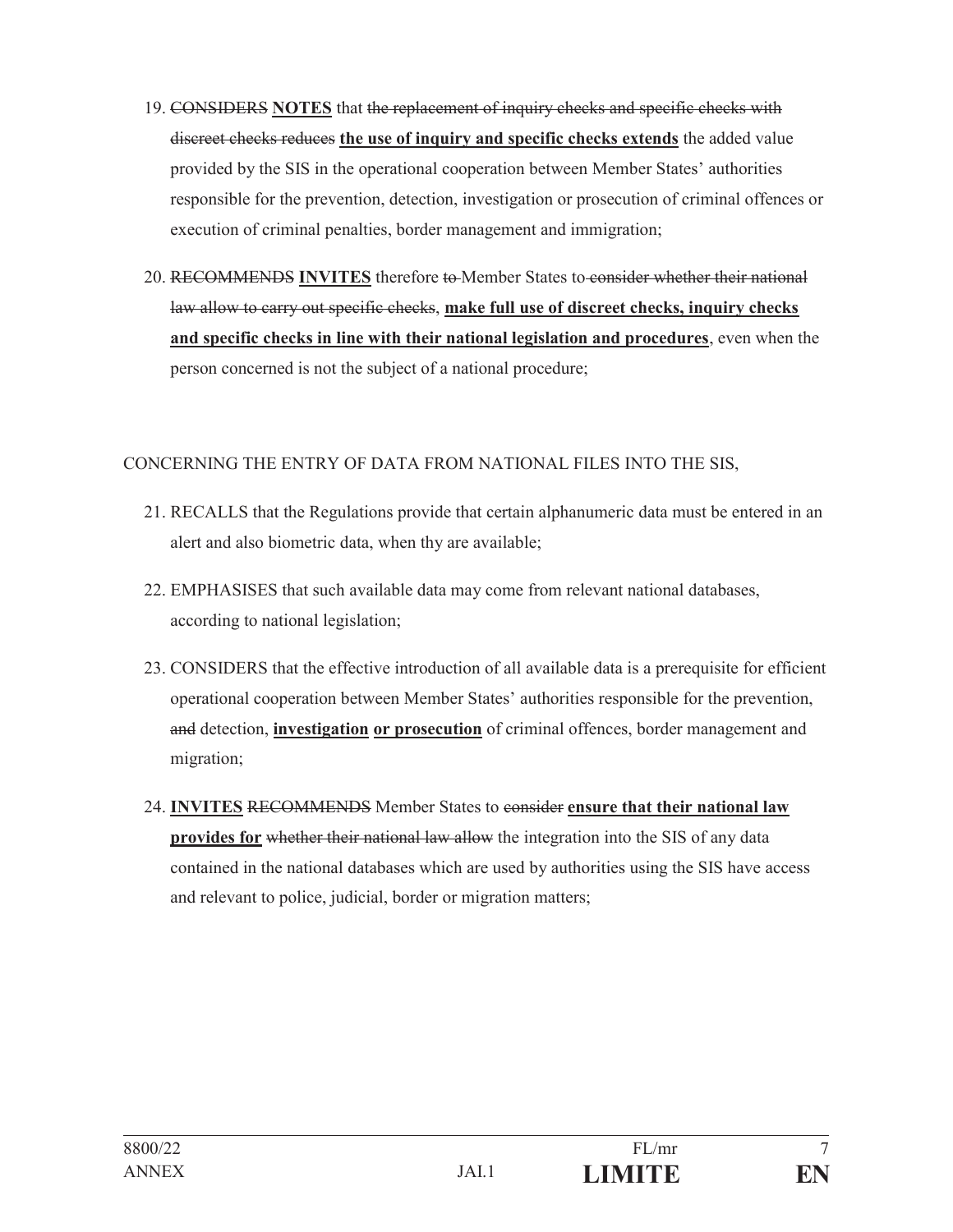19. ~~CONSIDERS~~ **NOTES** that ~~the replacement of inquiry checks and specific checks with discreet checks reduces~~ **the use of inquiry and specific checks extends** the added value provided by the SIS in the operational cooperation between Member States' authorities responsible for the prevention, detection, investigation or prosecution of criminal offences or execution of criminal penalties, border management and immigration;

20. ~~RECOMMENDS~~ **INVITES** therefore ~~to~~ Member States to ~~consider whether their national law allow to carry out specific checks~~, **make full use of discreet checks, inquiry checks and specific checks in line with their national legislation and procedures**, even when the person concerned is not the subject of a national procedure;

CONCERNING THE ENTRY OF DATA FROM NATIONAL FILES INTO THE SIS,

21. RECALLS that the Regulations provide that certain alphanumeric data must be entered in an alert and also biometric data, when thy are available;

22. EMPHASISES that such available data may come from relevant national databases, according to national legislation;

23. CONSIDERS that the effective introduction of all available data is a prerequisite for efficient operational cooperation between Member States' authorities responsible for the prevention, ~~and~~ detection, **investigation** **or prosecution** of criminal offences, border management and migration;

24. **INVITES** ~~RECOMMENDS~~ Member States to ~~consider~~ **ensure that their national law provides for** ~~whether their national law allow~~ the integration into the SIS of any data contained in the national databases which are used by authorities using the SIS have access and relevant to police, judicial, border or migration matters;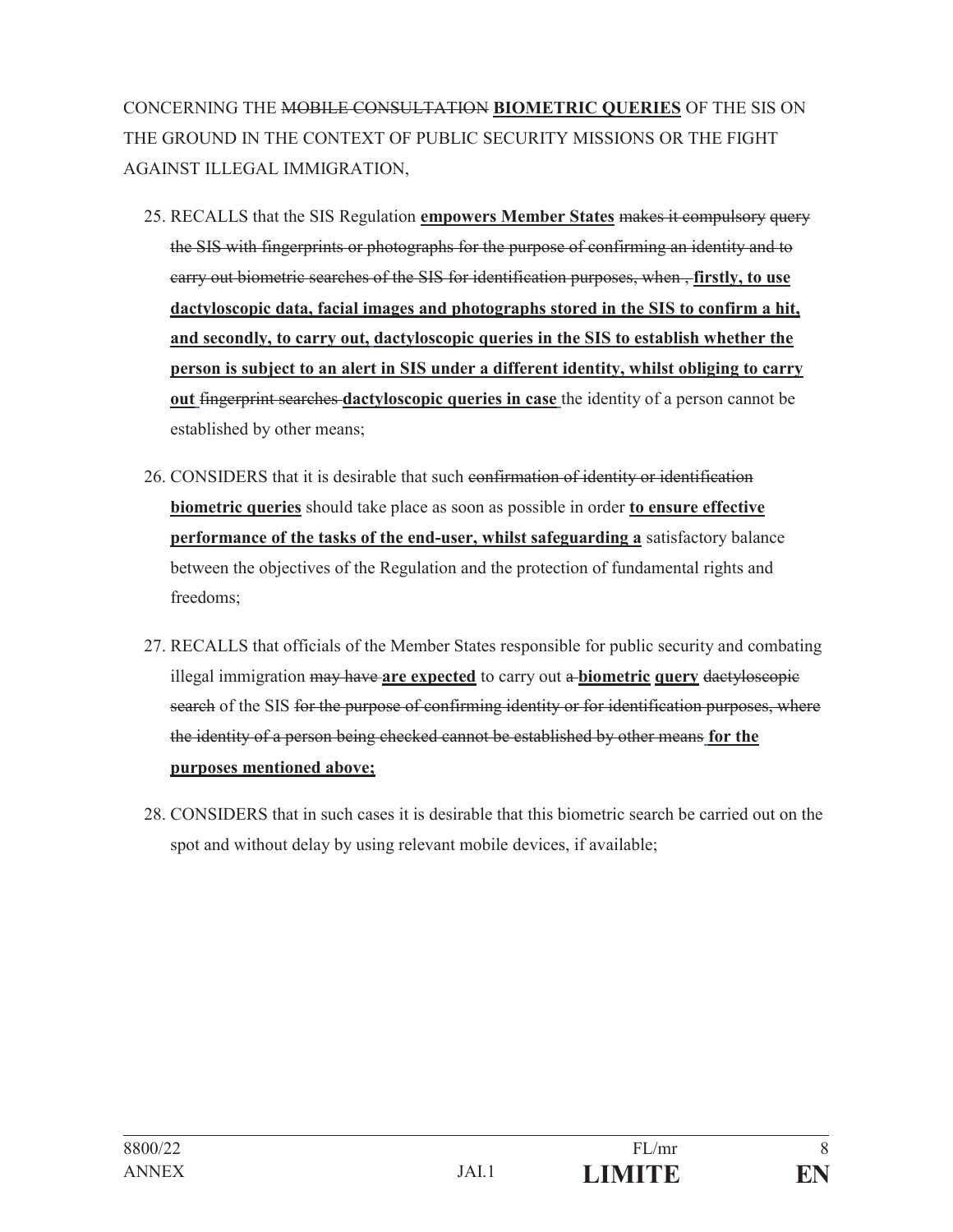CONCERNING THE ~~MOBILE CONSULTATION~~ **<u>BIOMETRIC QUERIES</u>** OF THE SIS ON THE GROUND IN THE CONTEXT OF PUBLIC SECURITY MISSIONS OR THE FIGHT AGAINST ILLEGAL IMMIGRATION,

25. RECALLS that the SIS Regulation **<u>empowers Member States</u>** ~~makes it compulsory query the SIS with fingerprints or photographs for the purpose of confirming an identity and to carry out biometric searches of the SIS for identification purposes, when ,~~ **<u>firstly, to use dactyloscopic data, facial images and photographs stored in the SIS to confirm a hit, and secondly, to carry out, dactyloscopic queries in the SIS to establish whether the person is subject to an alert in SIS under a different identity, whilst obliging to carry out</u>** ~~fingerprint searches~~ **<u>dactyloscopic queries in case</u>** the identity of a person cannot be established by other means;

26. CONSIDERS that it is desirable that such ~~confirmation of identity or identification~~ **<u>biometric queries</u>** should take place as soon as possible in order **<u>to ensure effective performance of the tasks of the end-user, whilst safeguarding a</u>** satisfactory balance between the objectives of the Regulation and the protection of fundamental rights and freedoms;

27. RECALLS that officials of the Member States responsible for public security and combating illegal immigration ~~may have~~ **<u>are expected</u>** to carry out ~~a~~ **<u>biometric</u>** **<u>query</u>** ~~dactyloscopic search~~ of the SIS ~~for the purpose of confirming identity or for identification purposes, where the identity of a person being checked cannot be established by other means~~ **<u>for the purposes mentioned above;</u>**

28. CONSIDERS that in such cases it is desirable that this biometric search be carried out on the spot and without delay by using relevant mobile devices, if available;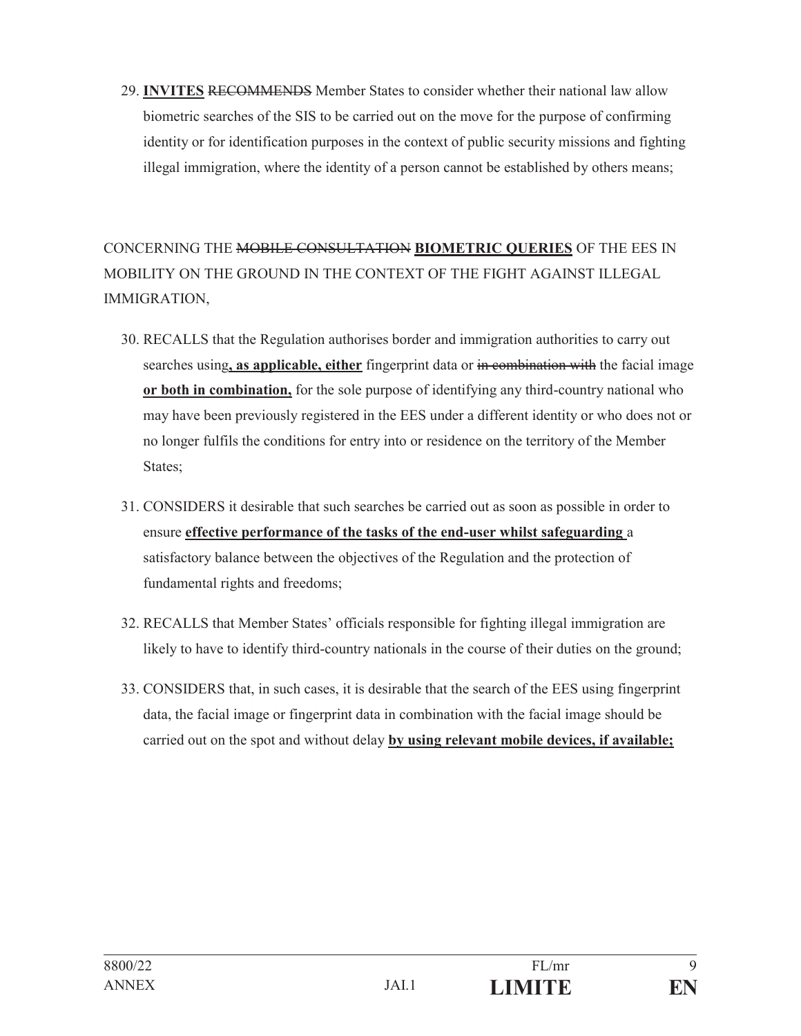29. **INVITES** ~~RECOMMENDS~~ Member States to consider whether their national law allow biometric searches of the SIS to be carried out on the move for the purpose of confirming identity or for identification purposes in the context of public security missions and fighting illegal immigration, where the identity of a person cannot be established by others means;

CONCERNING THE ~~MOBILE CONSULTATION~~ **BIOMETRIC QUERIES** OF THE EES IN MOBILITY ON THE GROUND IN THE CONTEXT OF THE FIGHT AGAINST ILLEGAL IMMIGRATION,

30. RECALLS that the Regulation authorises border and immigration authorities to carry out searches using**, as applicable, either** fingerprint data or ~~in combination with~~ the facial image **or both in combination,** for the sole purpose of identifying any third-country national who may have been previously registered in the EES under a different identity or who does not or no longer fulfils the conditions for entry into or residence on the territory of the Member States;

31. CONSIDERS it desirable that such searches be carried out as soon as possible in order to ensure **effective performance of the tasks of the end-user whilst safeguarding** a satisfactory balance between the objectives of the Regulation and the protection of fundamental rights and freedoms;

32. RECALLS that Member States' officials responsible for fighting illegal immigration are likely to have to identify third-country nationals in the course of their duties on the ground;

33. CONSIDERS that, in such cases, it is desirable that the search of the EES using fingerprint data, the facial image or fingerprint data in combination with the facial image should be carried out on the spot and without delay **by using relevant mobile devices, if available;**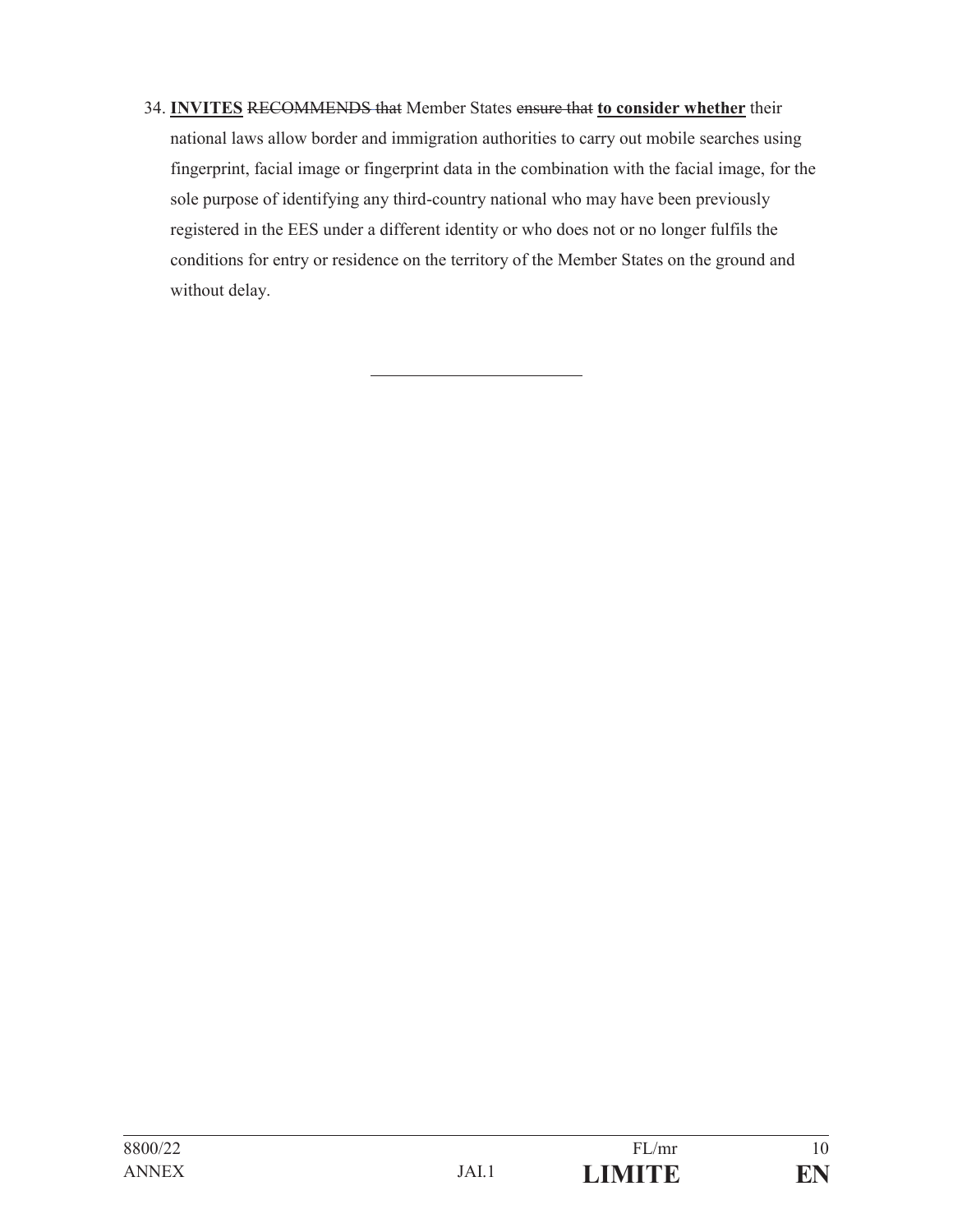34. **INVITES** ~~RECOMMENDS that~~ Member States ~~ensure that~~ **to consider whether** their national laws allow border and immigration authorities to carry out mobile searches using fingerprint, facial image or fingerprint data in the combination with the facial image, for the sole purpose of identifying any third-country national who may have been previously registered in the EES under a different identity or who does not or no longer fulfils the conditions for entry or residence on the territory of the Member States on the ground and without delay.